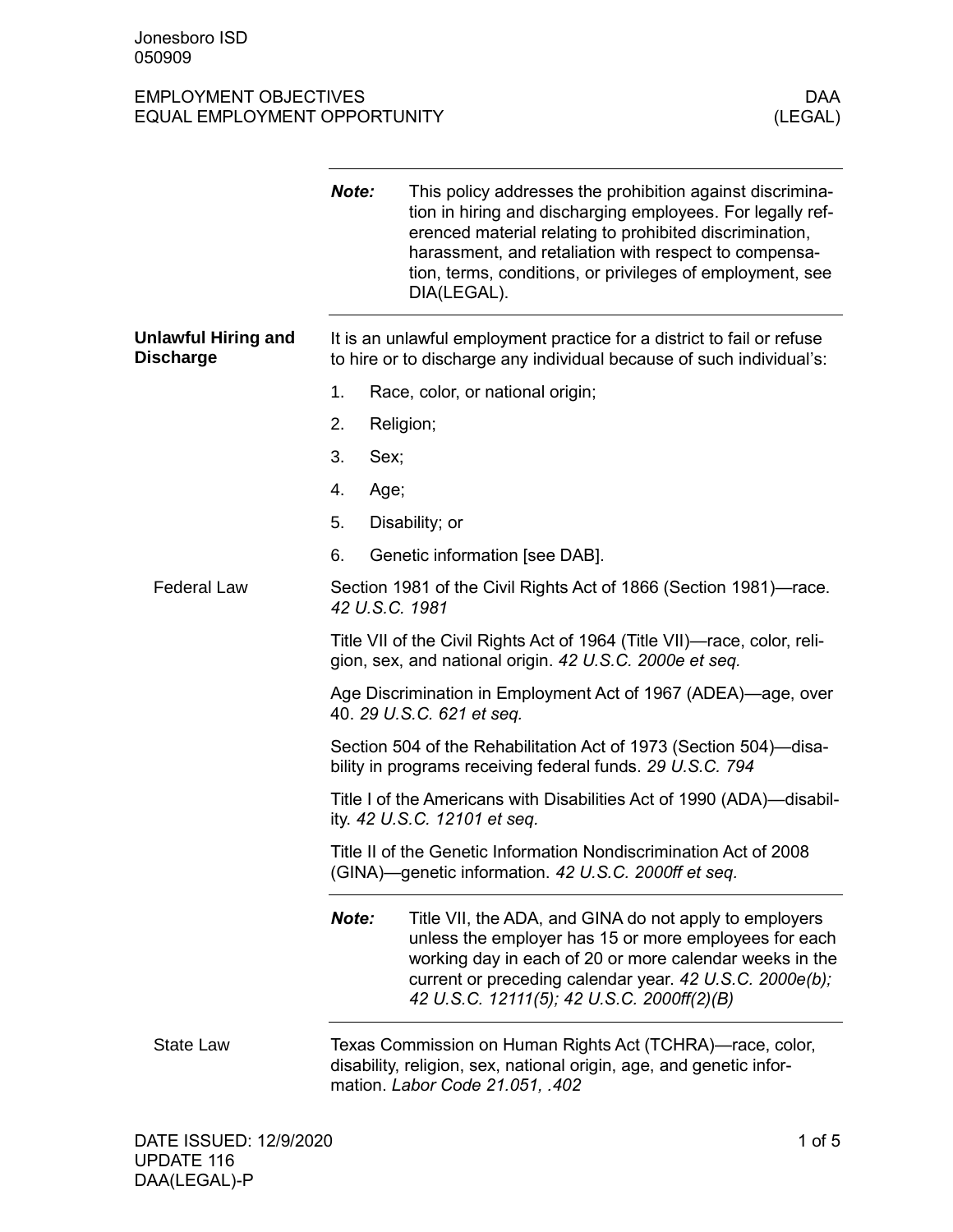Jonesboro ISD
050909

EMPLOYMENT OBJECTIVES
EQUAL EMPLOYMENT OPPORTUNITY

DAA
(LEGAL)

**Note:** This policy addresses the prohibition against discrimination in hiring and discharging employees. For legally referenced material relating to prohibited discrimination, harassment, and retaliation with respect to compensation, terms, conditions, or privileges of employment, see DIA(LEGAL).

## Unlawful Hiring and Discharge

It is an unlawful employment practice for a district to fail or refuse to hire or to discharge any individual because of such individual's:

1. Race, color, or national origin;
2. Religion;
3. Sex;
4. Age;
5. Disability; or
6. Genetic information [see DAB].

### Federal Law

Section 1981 of the Civil Rights Act of 1866 (Section 1981)—race. *42 U.S.C. 1981*

Title VII of the Civil Rights Act of 1964 (Title VII)—race, color, religion, sex, and national origin. *42 U.S.C. 2000e et seq.*

Age Discrimination in Employment Act of 1967 (ADEA)—age, over 40. *29 U.S.C. 621 et seq.*

Section 504 of the Rehabilitation Act of 1973 (Section 504)—disability in programs receiving federal funds. *29 U.S.C. 794*

Title I of the Americans with Disabilities Act of 1990 (ADA)—disability. *42 U.S.C. 12101 et seq.*

Title II of the Genetic Information Nondiscrimination Act of 2008 (GINA)—genetic information. *42 U.S.C. 2000ff et seq.*

**Note:** Title VII, the ADA, and GINA do not apply to employers unless the employer has 15 or more employees for each working day in each of 20 or more calendar weeks in the current or preceding calendar year. *42 U.S.C. 2000e(b); 42 U.S.C. 12111(5); 42 U.S.C. 2000ff(2)(B)*

### State Law

Texas Commission on Human Rights Act (TCHRA)—race, color, disability, religion, sex, national origin, age, and genetic information. *Labor Code 21.051, .402*

DATE ISSUED: 12/9/2020
UPDATE 116
DAA(LEGAL)-P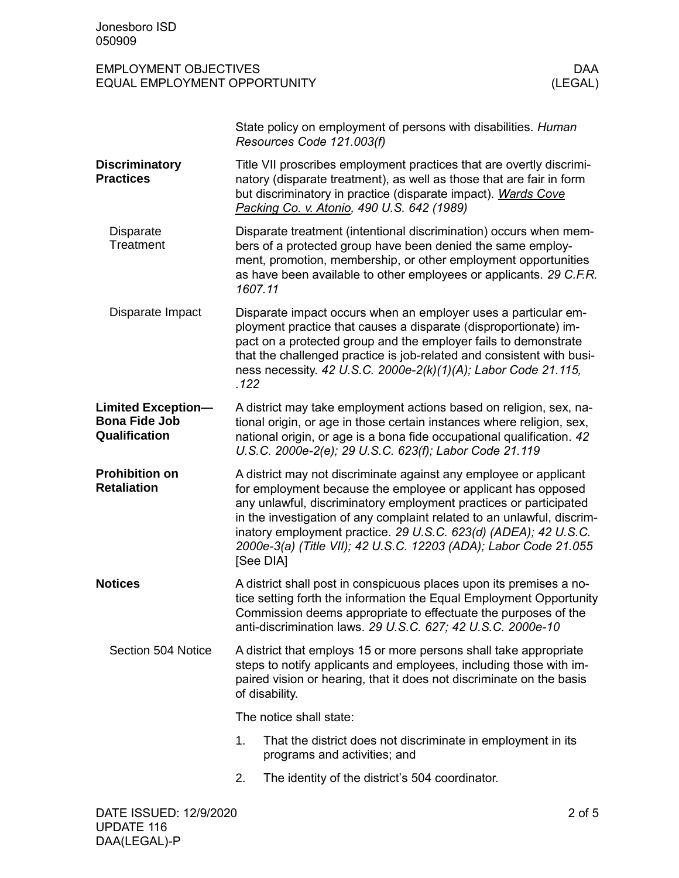State policy on employment of persons with disabilities. *Human Resources Code 121.003(f)*

## Discriminatory Practices

Title VII proscribes employment practices that are overtly discriminatory (disparate treatment), as well as those that are fair in form but discriminatory in practice (disparate impact). ***Wards Cove Packing Co. v. Atonio**, 490 U.S. 642 (1989)*

### Disparate Treatment

Disparate treatment (intentional discrimination) occurs when members of a protected group have been denied the same employment, promotion, membership, or other employment opportunities as have been available to other employees or applicants. *29 C.F.R. 1607.11*

### Disparate Impact

Disparate impact occurs when an employer uses a particular employment practice that causes a disparate (disproportionate) impact on a protected group and the employer fails to demonstrate that the challenged practice is job-related and consistent with business necessity. *42 U.S.C. 2000e-2(k)(1)(A); Labor Code 21.115, .122*

## Limited Exception—Bona Fide Job Qualification

A district may take employment actions based on religion, sex, national origin, or age in those certain instances where religion, sex, national origin, or age is a bona fide occupational qualification. *42 U.S.C. 2000e-2(e); 29 U.S.C. 623(f); Labor Code 21.119*

## Prohibition on Retaliation

A district may not discriminate against any employee or applicant for employment because the employee or applicant has opposed any unlawful, discriminatory employment practices or participated in the investigation of any complaint related to an unlawful, discriminatory employment practice. *29 U.S.C. 623(d) (ADEA); 42 U.S.C. 2000e-3(a) (Title VII); 42 U.S.C. 12203 (ADA); Labor Code 21.055* [See DIA]

## Notices

A district shall post in conspicuous places upon its premises a notice setting forth the information the Equal Employment Opportunity Commission deems appropriate to effectuate the purposes of the anti-discrimination laws. *29 U.S.C. 627; 42 U.S.C. 2000e-10*

### Section 504 Notice

A district that employs 15 or more persons shall take appropriate steps to notify applicants and employees, including those with impaired vision or hearing, that it does not discriminate on the basis of disability.

The notice shall state:

1. That the district does not discriminate in employment in its programs and activities; and
2. The identity of the district's 504 coordinator.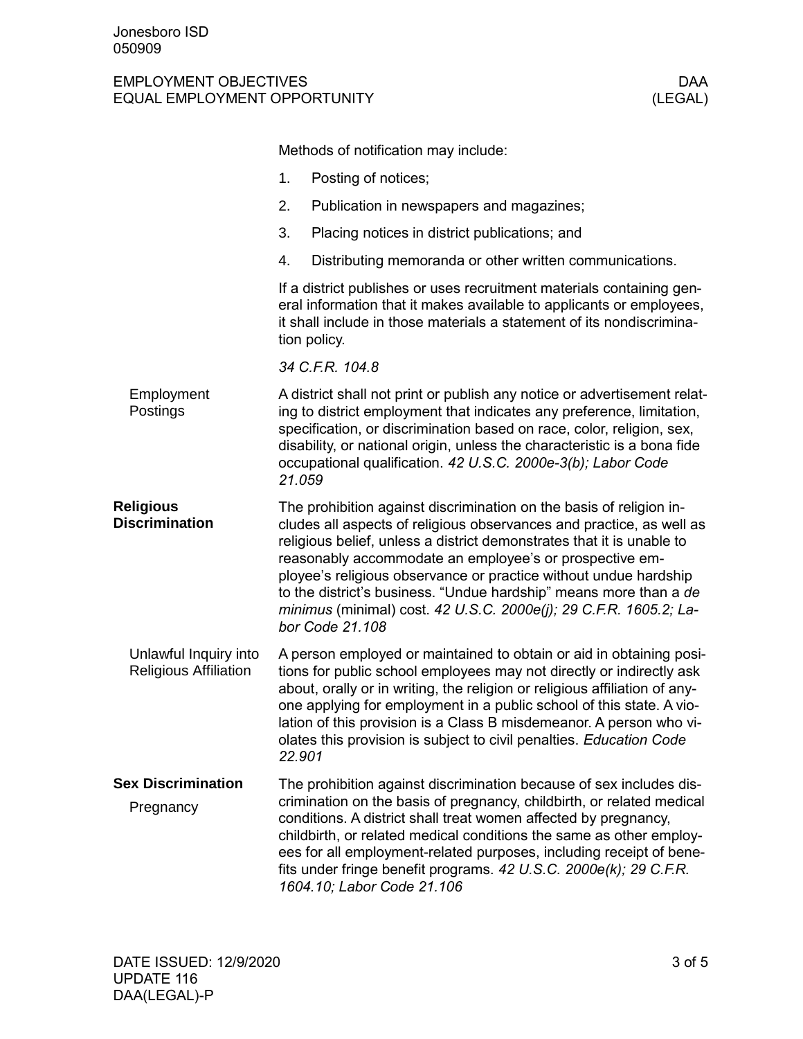Methods of notification may include:

1. Posting of notices;
2. Publication in newspapers and magazines;
3. Placing notices in district publications; and
4. Distributing memoranda or other written communications.

If a district publishes or uses recruitment materials containing general information that it makes available to applicants or employees, it shall include in those materials a statement of its nondiscrimination policy.

*34 C.F.R. 104.8*

### Employment Postings

A district shall not print or publish any notice or advertisement relating to district employment that indicates any preference, limitation, specification, or discrimination based on race, color, religion, sex, disability, or national origin, unless the characteristic is a bona fide occupational qualification. *42 U.S.C. 2000e-3(b); Labor Code 21.059*

## Religious Discrimination

The prohibition against discrimination on the basis of religion includes all aspects of religious observances and practice, as well as religious belief, unless a district demonstrates that it is unable to reasonably accommodate an employee's or prospective employee's religious observance or practice without undue hardship to the district's business. "Undue hardship" means more than a *de minimus* (minimal) cost. *42 U.S.C. 2000e(j); 29 C.F.R. 1605.2; Labor Code 21.108*

### Unlawful Inquiry into Religious Affiliation

A person employed or maintained to obtain or aid in obtaining positions for public school employees may not directly or indirectly ask about, orally or in writing, the religion or religious affiliation of anyone applying for employment in a public school of this state. A violation of this provision is a Class B misdemeanor. A person who violates this provision is subject to civil penalties. *Education Code 22.901*

## Sex Discrimination

### Pregnancy

The prohibition against discrimination because of sex includes discrimination on the basis of pregnancy, childbirth, or related medical conditions. A district shall treat women affected by pregnancy, childbirth, or related medical conditions the same as other employees for all employment-related purposes, including receipt of benefits under fringe benefit programs. *42 U.S.C. 2000e(k); 29 C.F.R. 1604.10; Labor Code 21.106*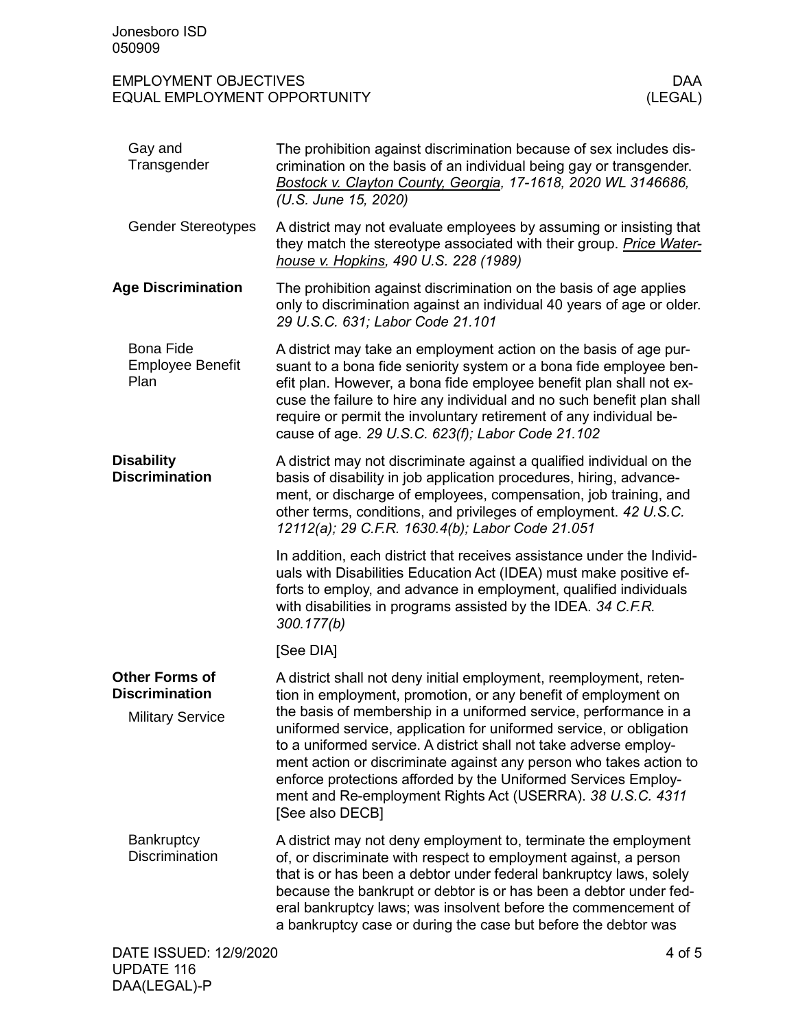### Gay and Transgender

The prohibition against discrimination because of sex includes discrimination on the basis of an individual being gay or transgender. *Bostock v. Clayton County, Georgia, 17-1618, 2020 WL 3146686, (U.S. June 15, 2020)*

### Gender Stereotypes

A district may not evaluate employees by assuming or insisting that they match the stereotype associated with their group. *Price Waterhouse v. Hopkins, 490 U.S. 228 (1989)*

## Age Discrimination

The prohibition against discrimination on the basis of age applies only to discrimination against an individual 40 years of age or older. *29 U.S.C. 631; Labor Code 21.101*

### Bona Fide Employee Benefit Plan

A district may take an employment action on the basis of age pursuant to a bona fide seniority system or a bona fide employee benefit plan. However, a bona fide employee benefit plan shall not excuse the failure to hire any individual and no such benefit plan shall require or permit the involuntary retirement of any individual because of age. *29 U.S.C. 623(f); Labor Code 21.102*

## Disability Discrimination

A district may not discriminate against a qualified individual on the basis of disability in job application procedures, hiring, advancement, or discharge of employees, compensation, job training, and other terms, conditions, and privileges of employment. *42 U.S.C. 12112(a); 29 C.F.R. 1630.4(b); Labor Code 21.051*

In addition, each district that receives assistance under the Individuals with Disabilities Education Act (IDEA) must make positive efforts to employ, and advance in employment, qualified individuals with disabilities in programs assisted by the IDEA. *34 C.F.R. 300.177(b)*

[See DIA]

## Other Forms of Discrimination

### Military Service

A district shall not deny initial employment, reemployment, retention in employment, promotion, or any benefit of employment on the basis of membership in a uniformed service, performance in a uniformed service, application for uniformed service, or obligation to a uniformed service. A district shall not take adverse employment action or discriminate against any person who takes action to enforce protections afforded by the Uniformed Services Employment and Re-employment Rights Act (USERRA). *38 U.S.C. 4311* [See also DECB]

### Bankruptcy Discrimination

A district may not deny employment to, terminate the employment of, or discriminate with respect to employment against, a person that is or has been a debtor under federal bankruptcy laws, solely because the bankrupt or debtor is or has been a debtor under federal bankruptcy laws; was insolvent before the commencement of a bankruptcy case or during the case but before the debtor was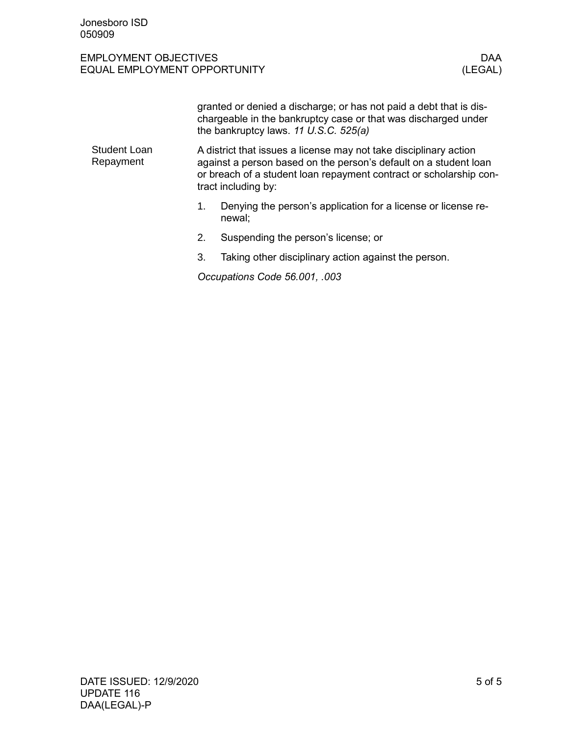granted or denied a discharge; or has not paid a debt that is dischargeable in the bankruptcy case or that was discharged under the bankruptcy laws. *11 U.S.C. 525(a)*

### Student Loan Repayment

A district that issues a license may not take disciplinary action against a person based on the person's default on a student loan or breach of a student loan repayment contract or scholarship contract including by:

1. Denying the person's application for a license or license renewal;
2. Suspending the person's license; or
3. Taking other disciplinary action against the person.

*Occupations Code 56.001, .003*